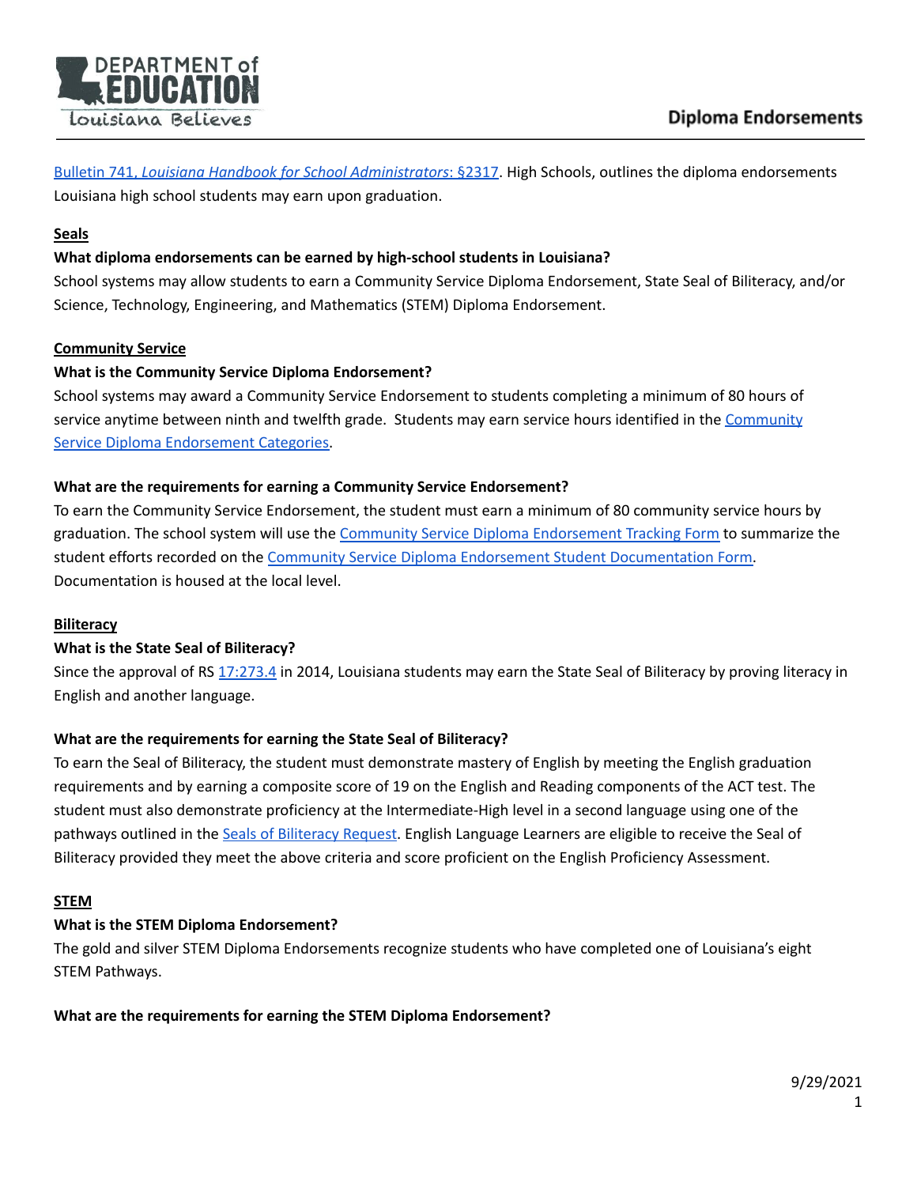# Diploma Endorsements

[Bulletin 741, *Louisiana Handbook for School Administrators*: §2317](). High Schools, outlines the diploma endorsements Louisiana high school students may earn upon graduation.

## Seals

**What diploma endorsements can be earned by high-school students in Louisiana?**

School systems may allow students to earn a Community Service Diploma Endorsement, State Seal of Biliteracy, and/or Science, Technology, Engineering, and Mathematics (STEM) Diploma Endorsement.

## Community Service

**What is the Community Service Diploma Endorsement?**

School systems may award a Community Service Endorsement to students completing a minimum of 80 hours of service anytime between ninth and twelfth grade. Students may earn service hours identified in the Community Service Diploma Endorsement Categories.

**What are the requirements for earning a Community Service Endorsement?**

To earn the Community Service Endorsement, the student must earn a minimum of 80 community service hours by graduation. The school system will use the Community Service Diploma Endorsement Tracking Form to summarize the student efforts recorded on the Community Service Diploma Endorsement Student Documentation Form. Documentation is housed at the local level.

## Biliteracy

**What is the State Seal of Biliteracy?**

Since the approval of RS 17:273.4 in 2014, Louisiana students may earn the State Seal of Biliteracy by proving literacy in English and another language.

**What are the requirements for earning the State Seal of Biliteracy?**

To earn the Seal of Biliteracy, the student must demonstrate mastery of English by meeting the English graduation requirements and by earning a composite score of 19 on the English and Reading components of the ACT test. The student must also demonstrate proficiency at the Intermediate-High level in a second language using one of the pathways outlined in the Seals of Biliteracy Request. English Language Learners are eligible to receive the Seal of Biliteracy provided they meet the above criteria and score proficient on the English Proficiency Assessment.

## STEM

**What is the STEM Diploma Endorsement?**

The gold and silver STEM Diploma Endorsements recognize students who have completed one of Louisiana's eight STEM Pathways.

**What are the requirements for earning the STEM Diploma Endorsement?**

9/29/2021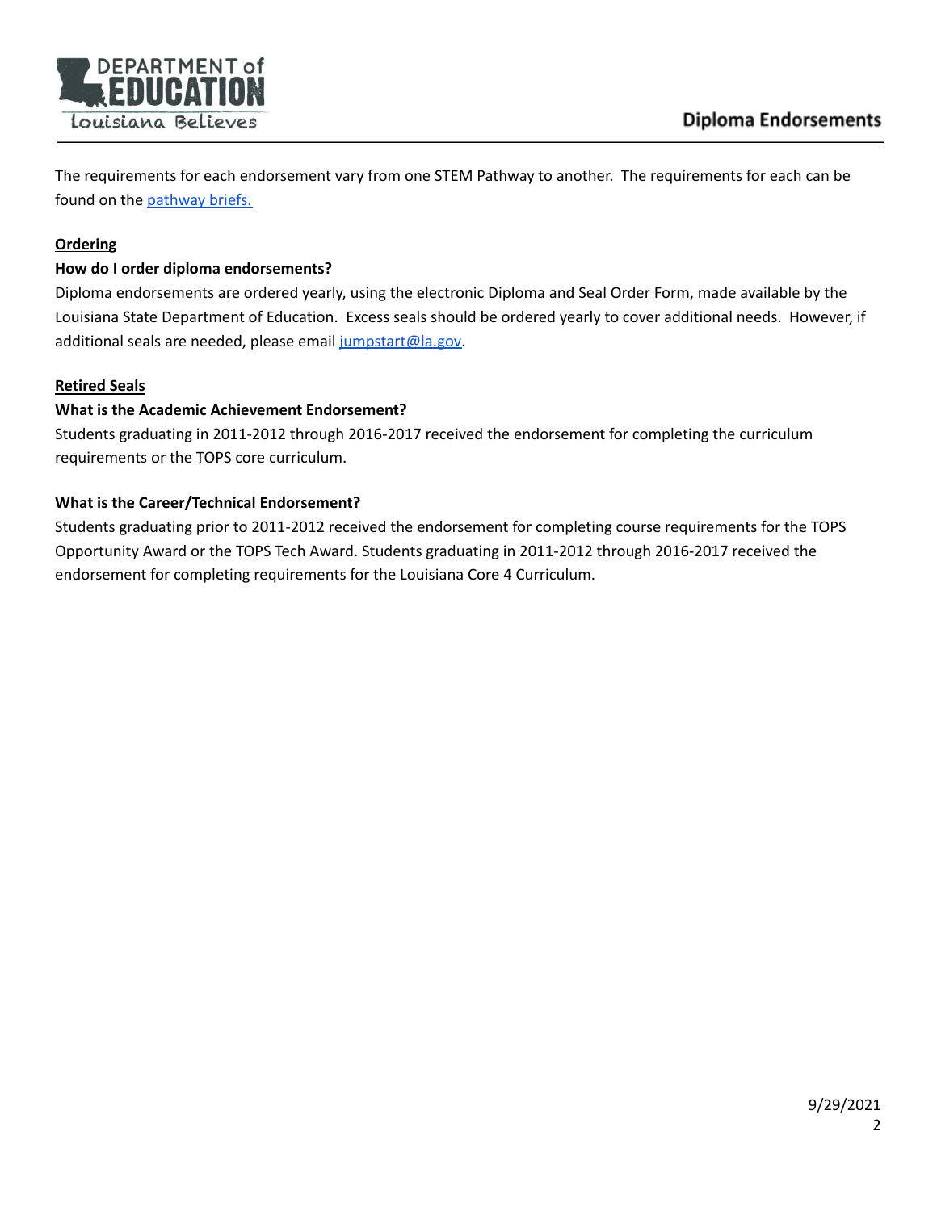The requirements for each endorsement vary from one STEM Pathway to another. The requirements for each can be found on the [pathway briefs.](#)

**Ordering**

**How do I order diploma endorsements?**

Diploma endorsements are ordered yearly, using the electronic Diploma and Seal Order Form, made available by the Louisiana State Department of Education. Excess seals should be ordered yearly to cover additional needs. However, if additional seals are needed, please email [jumpstart@la.gov](mailto:jumpstart@la.gov).

**Retired Seals**

**What is the Academic Achievement Endorsement?**

Students graduating in 2011-2012 through 2016-2017 received the endorsement for completing the curriculum requirements or the TOPS core curriculum.

**What is the Career/Technical Endorsement?**

Students graduating prior to 2011-2012 received the endorsement for completing course requirements for the TOPS Opportunity Award or the TOPS Tech Award. Students graduating in 2011-2012 through 2016-2017 received the endorsement for completing requirements for the Louisiana Core 4 Curriculum.